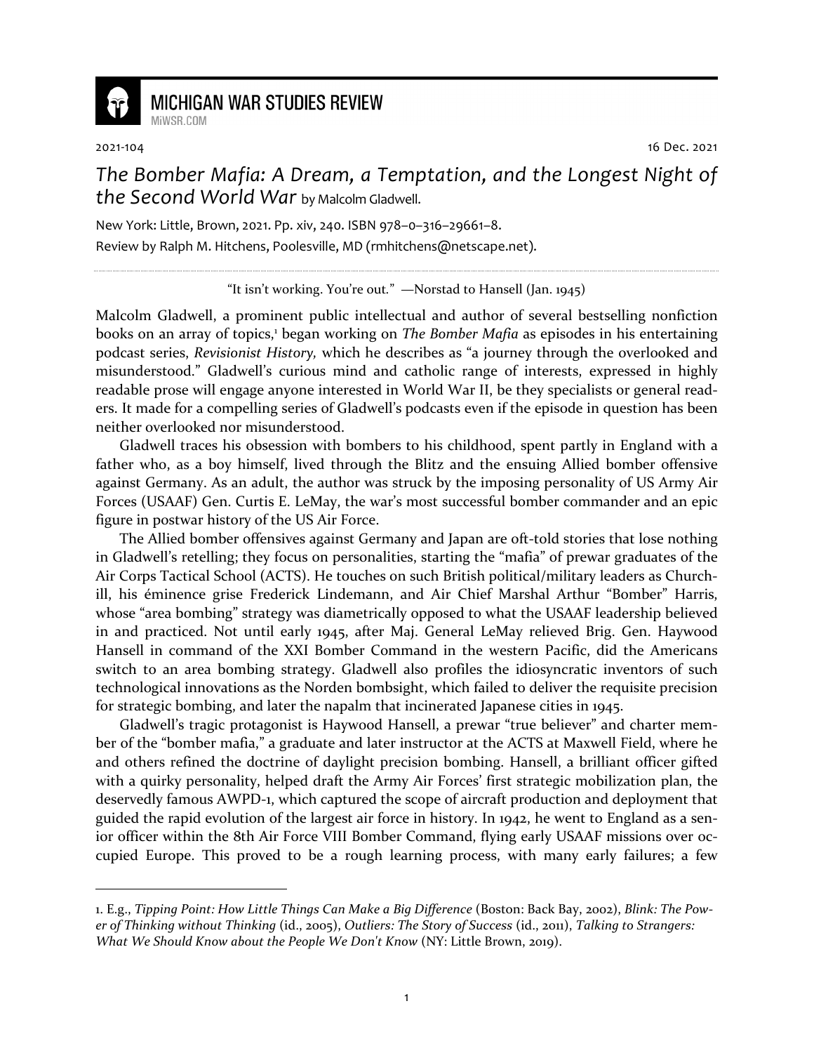MICHIGAN WAR STUDIES REVIEW
MiWSR.COM

2021-104 16 Dec. 2021

# *The Bomber Mafia: A Dream, a Temptation, and the Longest Night of the Second World War* by Malcolm Gladwell.

New York: Little, Brown, 2021. Pp. xiv, 240. ISBN 978–0–316–29661–8.
Review by Ralph M. Hitchens, Poolesville, MD (rmhitchens@netscape.net).

---

"It isn't working. You're out." —Norstad to Hansell (Jan. 1945)

Malcolm Gladwell, a prominent public intellectual and author of several bestselling nonfiction books on an array of topics,[1] began working on *The Bomber Mafia* as episodes in his entertaining podcast series, *Revisionist History,* which he describes as "a journey through the overlooked and misunderstood." Gladwell's curious mind and catholic range of interests, expressed in highly readable prose will engage anyone interested in World War II, be they specialists or general readers. It made for a compelling series of Gladwell's podcasts even if the episode in question has been neither overlooked nor misunderstood.

Gladwell traces his obsession with bombers to his childhood, spent partly in England with a father who, as a boy himself, lived through the Blitz and the ensuing Allied bomber offensive against Germany. As an adult, the author was struck by the imposing personality of US Army Air Forces (USAAF) Gen. Curtis E. LeMay, the war's most successful bomber commander and an epic figure in postwar history of the US Air Force.

The Allied bomber offensives against Germany and Japan are oft-told stories that lose nothing in Gladwell's retelling; they focus on personalities, starting the "mafia" of prewar graduates of the Air Corps Tactical School (ACTS). He touches on such British political/military leaders as Churchill, his éminence grise Frederick Lindemann, and Air Chief Marshal Arthur "Bomber" Harris, whose "area bombing" strategy was diametrically opposed to what the USAAF leadership believed in and practiced. Not until early 1945, after Maj. General LeMay relieved Brig. Gen. Haywood Hansell in command of the XXI Bomber Command in the western Pacific, did the Americans switch to an area bombing strategy. Gladwell also profiles the idiosyncratic inventors of such technological innovations as the Norden bombsight, which failed to deliver the requisite precision for strategic bombing, and later the napalm that incinerated Japanese cities in 1945.

Gladwell's tragic protagonist is Haywood Hansell, a prewar "true believer" and charter member of the "bomber mafia," a graduate and later instructor at the ACTS at Maxwell Field, where he and others refined the doctrine of daylight precision bombing. Hansell, a brilliant officer gifted with a quirky personality, helped draft the Army Air Forces' first strategic mobilization plan, the deservedly famous AWPD-1, which captured the scope of aircraft production and deployment that guided the rapid evolution of the largest air force in history. In 1942, he went to England as a senior officer within the 8th Air Force VIII Bomber Command, flying early USAAF missions over occupied Europe. This proved to be a rough learning process, with many early failures; a few

---

1. E.g., *Tipping Point: How Little Things Can Make a Big Difference* (Boston: Back Bay, 2002), *Blink: The Power of Thinking without Thinking* (id., 2005), *Outliers: The Story of Success* (id., 2011), *Talking to Strangers: What We Should Know about the People We Don't Know* (NY: Little Brown, 2019).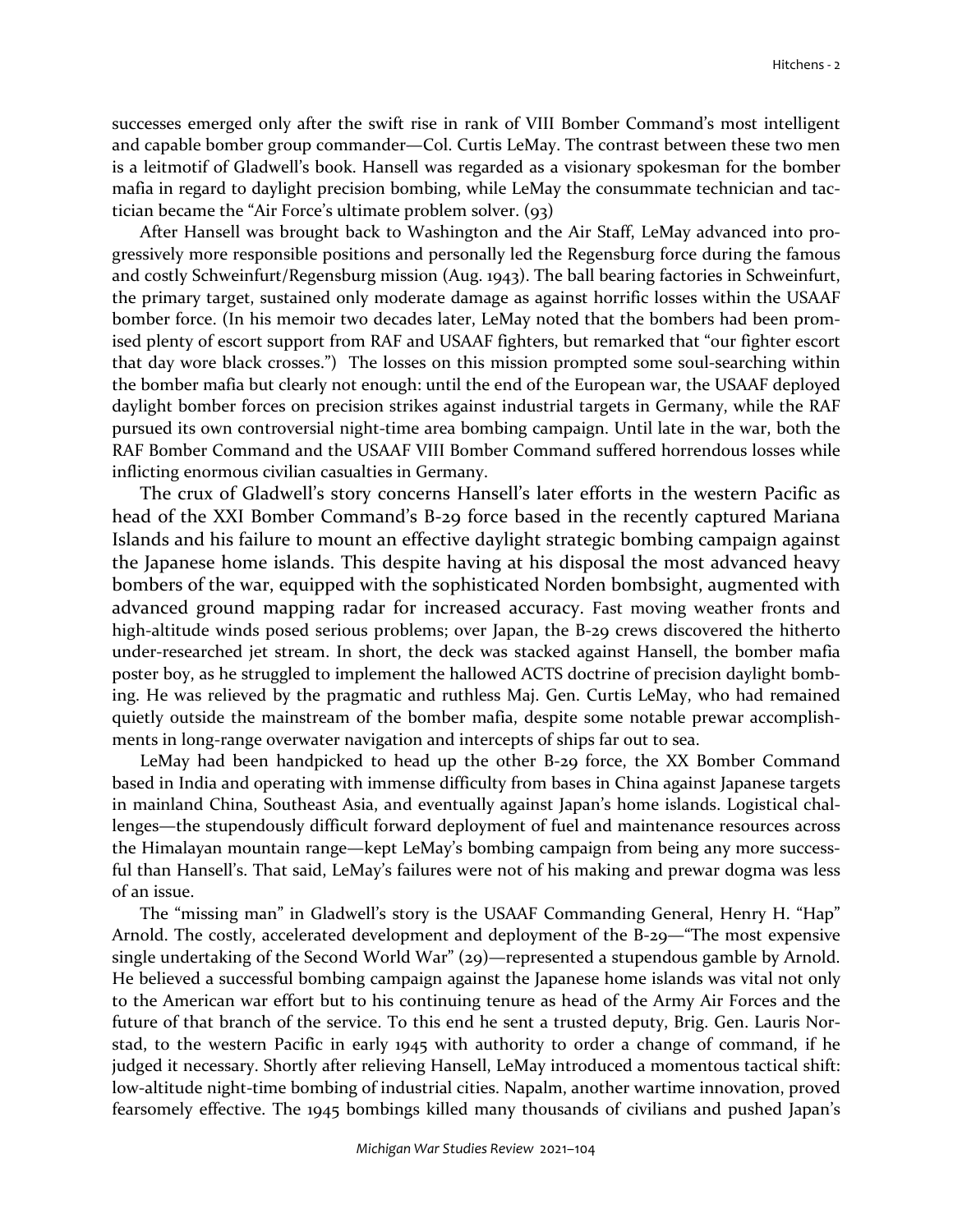successes emerged only after the swift rise in rank of VIII Bomber Command's most intelligent and capable bomber group commander—Col. Curtis LeMay. The contrast between these two men is a leitmotif of Gladwell's book. Hansell was regarded as a visionary spokesman for the bomber mafia in regard to daylight precision bombing, while LeMay the consummate technician and tactician became the "Air Force's ultimate problem solver. (93)

After Hansell was brought back to Washington and the Air Staff, LeMay advanced into progressively more responsible positions and personally led the Regensburg force during the famous and costly Schweinfurt/Regensburg mission (Aug. 1943). The ball bearing factories in Schweinfurt, the primary target, sustained only moderate damage as against horrific losses within the USAAF bomber force. (In his memoir two decades later, LeMay noted that the bombers had been promised plenty of escort support from RAF and USAAF fighters, but remarked that "our fighter escort that day wore black crosses.") The losses on this mission prompted some soul-searching within the bomber mafia but clearly not enough: until the end of the European war, the USAAF deployed daylight bomber forces on precision strikes against industrial targets in Germany, while the RAF pursued its own controversial night-time area bombing campaign. Until late in the war, both the RAF Bomber Command and the USAAF VIII Bomber Command suffered horrendous losses while inflicting enormous civilian casualties in Germany.

The crux of Gladwell's story concerns Hansell's later efforts in the western Pacific as head of the XXI Bomber Command's B-29 force based in the recently captured Mariana Islands and his failure to mount an effective daylight strategic bombing campaign against the Japanese home islands. This despite having at his disposal the most advanced heavy bombers of the war, equipped with the sophisticated Norden bombsight, augmented with advanced ground mapping radar for increased accuracy. Fast moving weather fronts and high-altitude winds posed serious problems; over Japan, the B-29 crews discovered the hitherto under-researched jet stream. In short, the deck was stacked against Hansell, the bomber mafia poster boy, as he struggled to implement the hallowed ACTS doctrine of precision daylight bombing. He was relieved by the pragmatic and ruthless Maj. Gen. Curtis LeMay, who had remained quietly outside the mainstream of the bomber mafia, despite some notable prewar accomplishments in long-range overwater navigation and intercepts of ships far out to sea.

LeMay had been handpicked to head up the other B-29 force, the XX Bomber Command based in India and operating with immense difficulty from bases in China against Japanese targets in mainland China, Southeast Asia, and eventually against Japan's home islands. Logistical challenges—the stupendously difficult forward deployment of fuel and maintenance resources across the Himalayan mountain range—kept LeMay's bombing campaign from being any more successful than Hansell's. That said, LeMay's failures were not of his making and prewar dogma was less of an issue.

The "missing man" in Gladwell's story is the USAAF Commanding General, Henry H. "Hap" Arnold. The costly, accelerated development and deployment of the B-29—"The most expensive single undertaking of the Second World War" (29)—represented a stupendous gamble by Arnold. He believed a successful bombing campaign against the Japanese home islands was vital not only to the American war effort but to his continuing tenure as head of the Army Air Forces and the future of that branch of the service. To this end he sent a trusted deputy, Brig. Gen. Lauris Norstad, to the western Pacific in early 1945 with authority to order a change of command, if he judged it necessary. Shortly after relieving Hansell, LeMay introduced a momentous tactical shift: low-altitude night-time bombing of industrial cities. Napalm, another wartime innovation, proved fearsomely effective. The 1945 bombings killed many thousands of civilians and pushed Japan's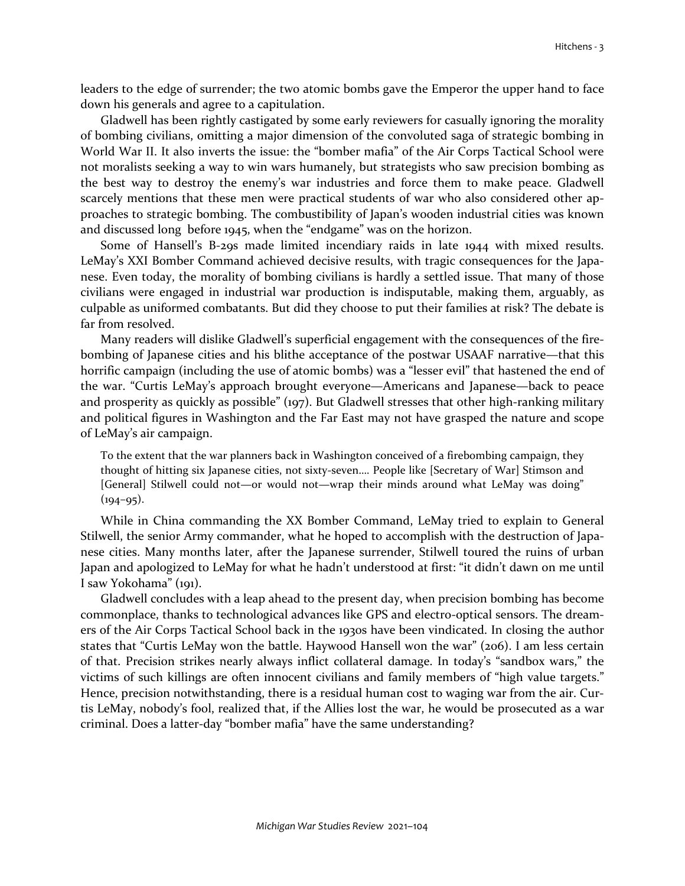leaders to the edge of surrender; the two atomic bombs gave the Emperor the upper hand to face down his generals and agree to a capitulation.

Gladwell has been rightly castigated by some early reviewers for casually ignoring the morality of bombing civilians, omitting a major dimension of the convoluted saga of strategic bombing in World War II. It also inverts the issue: the "bomber mafia" of the Air Corps Tactical School were not moralists seeking a way to win wars humanely, but strategists who saw precision bombing as the best way to destroy the enemy's war industries and force them to make peace. Gladwell scarcely mentions that these men were practical students of war who also considered other approaches to strategic bombing. The combustibility of Japan's wooden industrial cities was known and discussed long before 1945, when the "endgame" was on the horizon.

Some of Hansell's B-29s made limited incendiary raids in late 1944 with mixed results. LeMay's XXI Bomber Command achieved decisive results, with tragic consequences for the Japanese. Even today, the morality of bombing civilians is hardly a settled issue. That many of those civilians were engaged in industrial war production is indisputable, making them, arguably, as culpable as uniformed combatants. But did they choose to put their families at risk? The debate is far from resolved.

Many readers will dislike Gladwell's superficial engagement with the consequences of the firebombing of Japanese cities and his blithe acceptance of the postwar USAAF narrative—that this horrific campaign (including the use of atomic bombs) was a "lesser evil" that hastened the end of the war. "Curtis LeMay's approach brought everyone—Americans and Japanese—back to peace and prosperity as quickly as possible" (197). But Gladwell stresses that other high-ranking military and political figures in Washington and the Far East may not have grasped the nature and scope of LeMay's air campaign.

> To the extent that the war planners back in Washington conceived of a firebombing campaign, they thought of hitting six Japanese cities, not sixty-seven.... People like [Secretary of War] Stimson and [General] Stilwell could not—or would not—wrap their minds around what LeMay was doing" (194–95).

While in China commanding the XX Bomber Command, LeMay tried to explain to General Stilwell, the senior Army commander, what he hoped to accomplish with the destruction of Japanese cities. Many months later, after the Japanese surrender, Stilwell toured the ruins of urban Japan and apologized to LeMay for what he hadn't understood at first: "it didn't dawn on me until I saw Yokohama" (191).

Gladwell concludes with a leap ahead to the present day, when precision bombing has become commonplace, thanks to technological advances like GPS and electro-optical sensors. The dreamers of the Air Corps Tactical School back in the 1930s have been vindicated. In closing the author states that "Curtis LeMay won the battle. Haywood Hansell won the war" (206). I am less certain of that. Precision strikes nearly always inflict collateral damage. In today's "sandbox wars," the victims of such killings are often innocent civilians and family members of "high value targets." Hence, precision notwithstanding, there is a residual human cost to waging war from the air. Curtis LeMay, nobody's fool, realized that, if the Allies lost the war, he would be prosecuted as a war criminal. Does a latter-day "bomber mafia" have the same understanding?